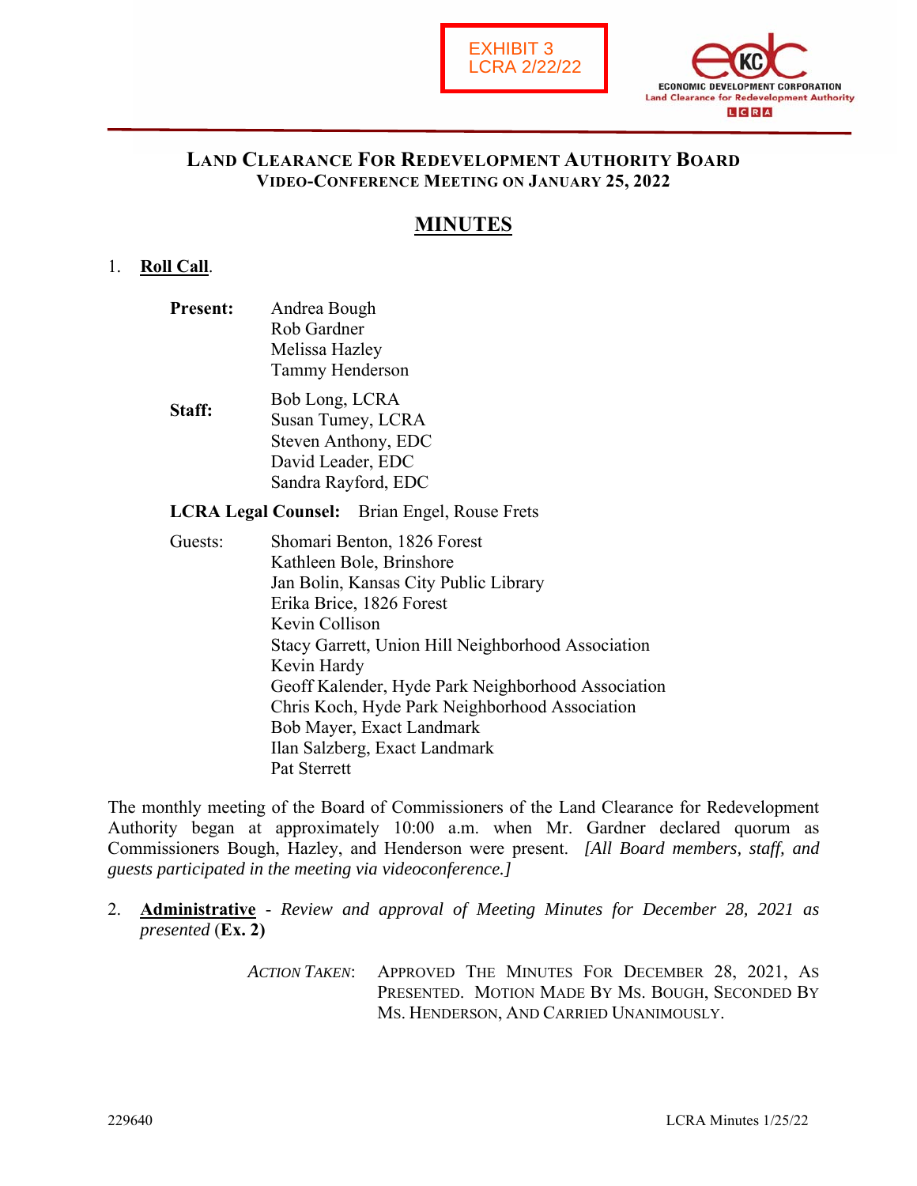EXHIBIT 3
LCRA 2/22/22

ECONOMIC DEVELOPMENT CORPORATION
Land Clearance for Redevelopment Authority
LCRA

# LAND CLEARANCE FOR REDEVELOPMENT AUTHORITY BOARD
## VIDEO-CONFERENCE MEETING ON JANUARY 25, 2022

# MINUTES

1. **Roll Call**.

**Present:** Andrea Bough
Rob Gardner
Melissa Hazley
Tammy Henderson

**Staff:** Bob Long, LCRA
Susan Tumey, LCRA
Steven Anthony, EDC
David Leader, EDC
Sandra Rayford, EDC

**LCRA Legal Counsel:** Brian Engel, Rouse Frets

Guests: Shomari Benton, 1826 Forest
Kathleen Bole, Brinshore
Jan Bolin, Kansas City Public Library
Erika Brice, 1826 Forest
Kevin Collison
Stacy Garrett, Union Hill Neighborhood Association
Kevin Hardy
Geoff Kalender, Hyde Park Neighborhood Association
Chris Koch, Hyde Park Neighborhood Association
Bob Mayer, Exact Landmark
Ilan Salzberg, Exact Landmark
Pat Sterrett

The monthly meeting of the Board of Commissioners of the Land Clearance for Redevelopment Authority began at approximately 10:00 a.m. when Mr. Gardner declared quorum as Commissioners Bough, Hazley, and Henderson were present. *[All Board members, staff, and guests participated in the meeting via videoconference.]*

2. **Administrative** - *Review and approval of Meeting Minutes for December 28, 2021 as presented* (**Ex. 2**)

*ACTION TAKEN*: APPROVED THE MINUTES FOR DECEMBER 28, 2021, AS PRESENTED. MOTION MADE BY MS. BOUGH, SECONDED BY MS. HENDERSON, AND CARRIED UNANIMOUSLY.

229640 LCRA Minutes 1/25/22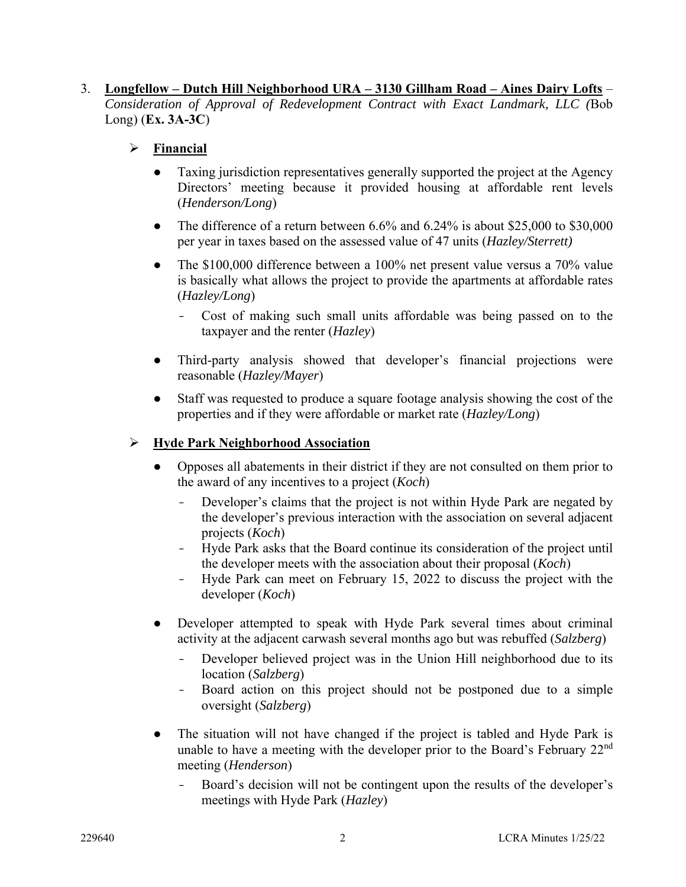3. **Longfellow – Dutch Hill Neighborhood URA – 3130 Gillham Road – Aines Dairy Lofts** – *Consideration of Approval of Redevelopment Contract with Exact Landmark, LLC (*Bob Long) (**Ex. 3A-3C**)

   - **Financial**

     - Taxing jurisdiction representatives generally supported the project at the Agency Directors' meeting because it provided housing at affordable rent levels (*Henderson/Long*)
     - The difference of a return between 6.6% and 6.24% is about $25,000 to $30,000 per year in taxes based on the assessed value of 47 units (*Hazley/Sterrett)*
     - The $100,000 difference between a 100% net present value versus a 70% value is basically what allows the project to provide the apartments at affordable rates (*Hazley/Long*)
       - Cost of making such small units affordable was being passed on to the taxpayer and the renter (*Hazley*)
     - Third-party analysis showed that developer's financial projections were reasonable (*Hazley/Mayer*)
     - Staff was requested to produce a square footage analysis showing the cost of the properties and if they were affordable or market rate (*Hazley/Long*)

   - **Hyde Park Neighborhood Association**

     - Opposes all abatements in their district if they are not consulted on them prior to the award of any incentives to a project (*Koch*)
       - Developer's claims that the project is not within Hyde Park are negated by the developer's previous interaction with the association on several adjacent projects (*Koch*)
       - Hyde Park asks that the Board continue its consideration of the project until the developer meets with the association about their proposal (*Koch*)
       - Hyde Park can meet on February 15, 2022 to discuss the project with the developer (*Koch*)
     - Developer attempted to speak with Hyde Park several times about criminal activity at the adjacent carwash several months ago but was rebuffed (*Salzberg*)
       - Developer believed project was in the Union Hill neighborhood due to its location (*Salzberg*)
       - Board action on this project should not be postponed due to a simple oversight (*Salzberg*)
     - The situation will not have changed if the project is tabled and Hyde Park is unable to have a meeting with the developer prior to the Board's February 22nd meeting (*Henderson*)
       - Board's decision will not be contingent upon the results of the developer's meetings with Hyde Park (*Hazley*)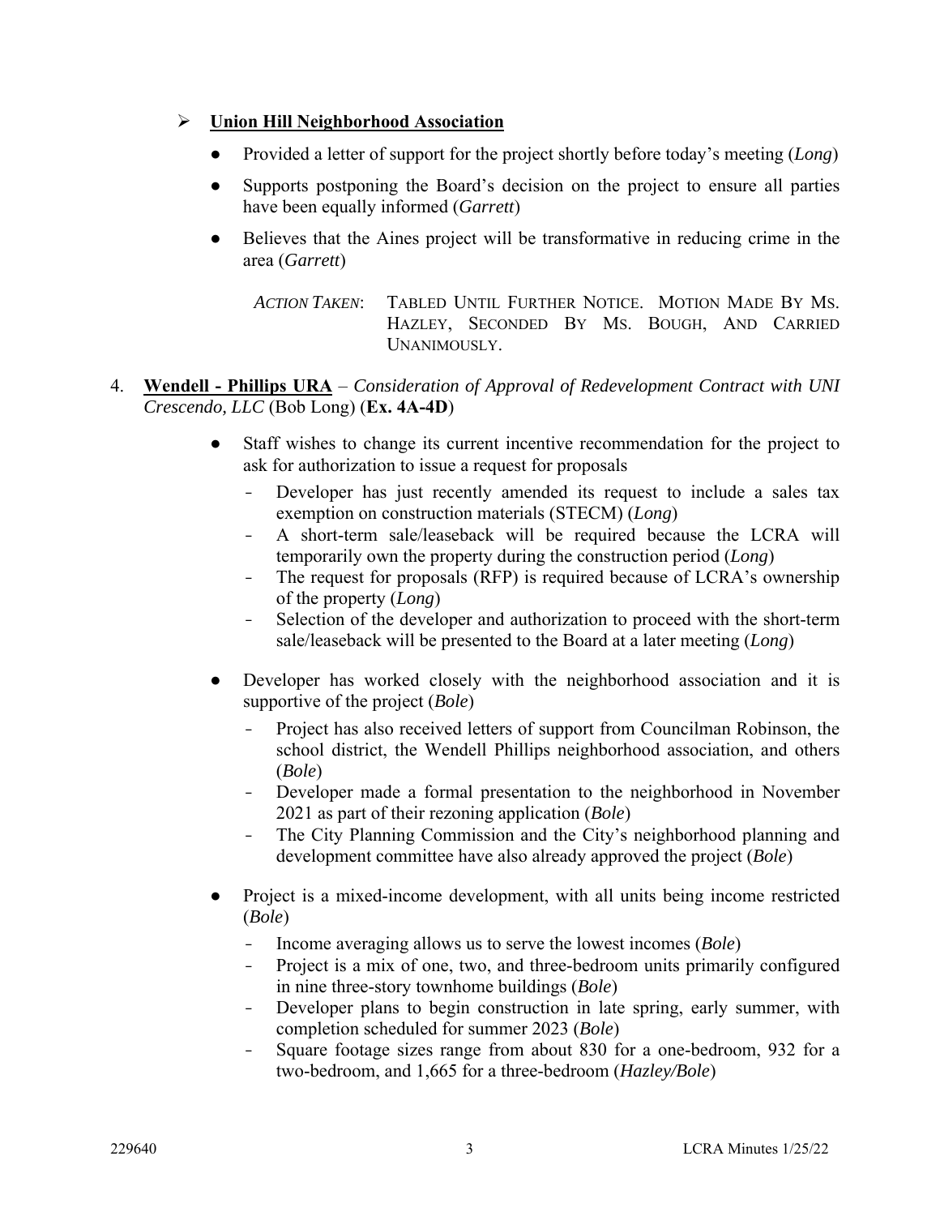- **Union Hill Neighborhood Association**
  - Provided a letter of support for the project shortly before today's meeting (*Long*)
  - Supports postponing the Board's decision on the project to ensure all parties have been equally informed (*Garrett*)
  - Believes that the Aines project will be transformative in reducing crime in the area (*Garrett*)

  *ACTION TAKEN*: TABLED UNTIL FURTHER NOTICE. MOTION MADE BY MS. HAZLEY, SECONDED BY MS. BOUGH, AND CARRIED UNANIMOUSLY.

4. **Wendell - Phillips URA** – *Consideration of Approval of Redevelopment Contract with UNI Crescendo, LLC* (Bob Long) (**Ex. 4A-4D**)

   - Staff wishes to change its current incentive recommendation for the project to ask for authorization to issue a request for proposals
     - Developer has just recently amended its request to include a sales tax exemption on construction materials (STECM) (*Long*)
     - A short-term sale/leaseback will be required because the LCRA will temporarily own the property during the construction period (*Long*)
     - The request for proposals (RFP) is required because of LCRA's ownership of the property (*Long*)
     - Selection of the developer and authorization to proceed with the short-term sale/leaseback will be presented to the Board at a later meeting (*Long*)
   - Developer has worked closely with the neighborhood association and it is supportive of the project (*Bole*)
     - Project has also received letters of support from Councilman Robinson, the school district, the Wendell Phillips neighborhood association, and others (*Bole*)
     - Developer made a formal presentation to the neighborhood in November 2021 as part of their rezoning application (*Bole*)
     - The City Planning Commission and the City's neighborhood planning and development committee have also already approved the project (*Bole*)
   - Project is a mixed-income development, with all units being income restricted (*Bole*)
     - Income averaging allows us to serve the lowest incomes (*Bole*)
     - Project is a mix of one, two, and three-bedroom units primarily configured in nine three-story townhome buildings (*Bole*)
     - Developer plans to begin construction in late spring, early summer, with completion scheduled for summer 2023 (*Bole*)
     - Square footage sizes range from about 830 for a one-bedroom, 932 for a two-bedroom, and 1,665 for a three-bedroom (*Hazley/Bole*)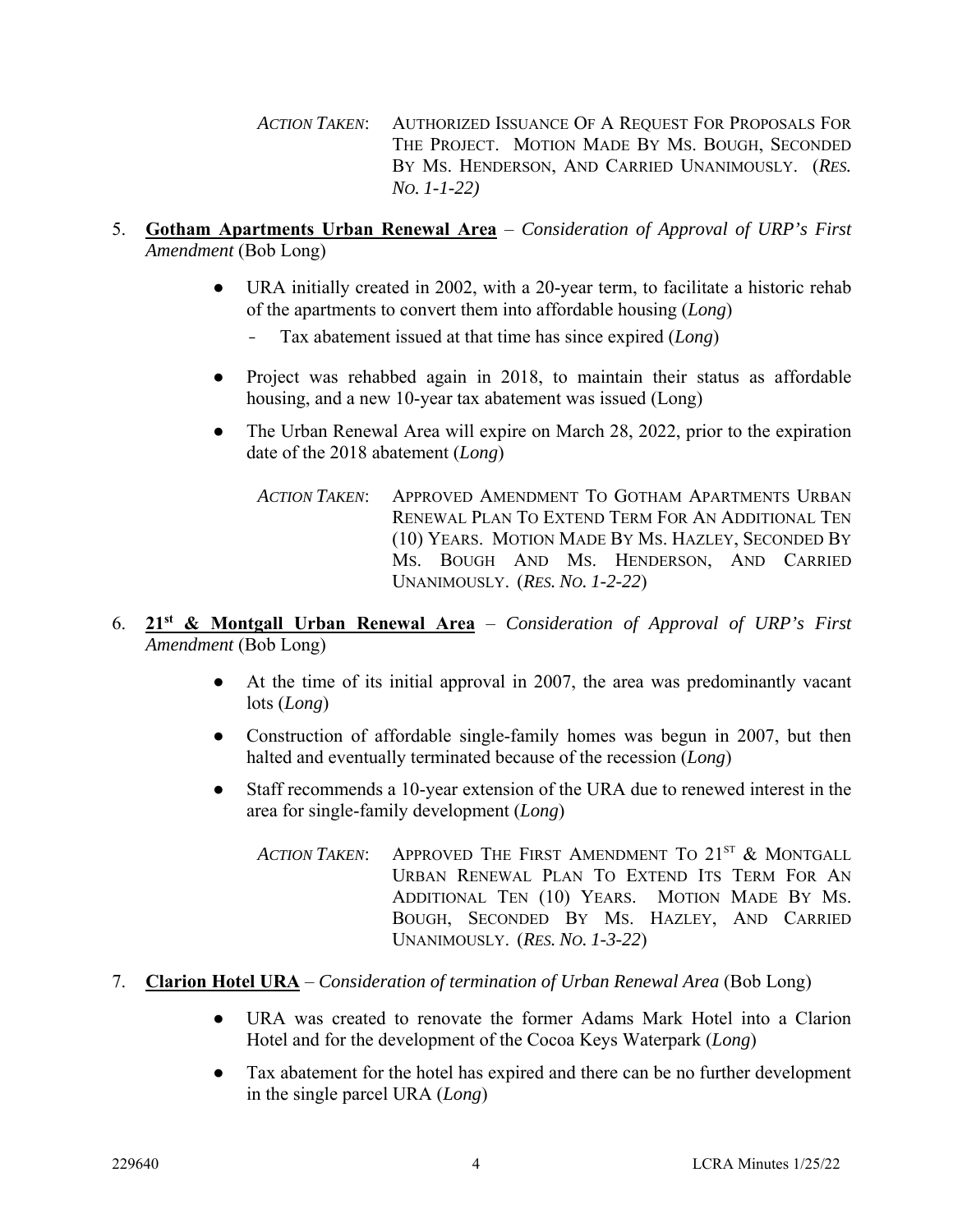*ACTION TAKEN*: AUTHORIZED ISSUANCE OF A REQUEST FOR PROPOSALS FOR THE PROJECT. MOTION MADE BY MS. BOUGH, SECONDED BY MS. HENDERSON, AND CARRIED UNANIMOUSLY. (*RES. NO. 1-1-22)*

5. **Gotham Apartments Urban Renewal Area** – *Consideration of Approval of URP's First Amendment* (Bob Long)

   - URA initially created in 2002, with a 20-year term, to facilitate a historic rehab of the apartments to convert them into affordable housing (*Long*)
     - Tax abatement issued at that time has since expired (*Long*)
   - Project was rehabbed again in 2018, to maintain their status as affordable housing, and a new 10-year tax abatement was issued (Long)
   - The Urban Renewal Area will expire on March 28, 2022, prior to the expiration date of the 2018 abatement (*Long*)

   *ACTION TAKEN*: APPROVED AMENDMENT TO GOTHAM APARTMENTS URBAN RENEWAL PLAN TO EXTEND TERM FOR AN ADDITIONAL TEN (10) YEARS. MOTION MADE BY MS. HAZLEY, SECONDED BY MS. BOUGH AND MS. HENDERSON, AND CARRIED UNANIMOUSLY. (*RES. NO. 1-2-22*)

6. **21st & Montgall Urban Renewal Area** – *Consideration of Approval of URP's First Amendment* (Bob Long)

   - At the time of its initial approval in 2007, the area was predominantly vacant lots (*Long*)
   - Construction of affordable single-family homes was begun in 2007, but then halted and eventually terminated because of the recession (*Long*)
   - Staff recommends a 10-year extension of the URA due to renewed interest in the area for single-family development (*Long*)

   *ACTION TAKEN*: APPROVED THE FIRST AMENDMENT TO 21ST & MONTGALL URBAN RENEWAL PLAN TO EXTEND ITS TERM FOR AN ADDITIONAL TEN (10) YEARS. MOTION MADE BY MS. BOUGH, SECONDED BY MS. HAZLEY, AND CARRIED UNANIMOUSLY. (*RES. NO. 1-3-22*)

7. **Clarion Hotel URA** – *Consideration of termination of Urban Renewal Area* (Bob Long)

   - URA was created to renovate the former Adams Mark Hotel into a Clarion Hotel and for the development of the Cocoa Keys Waterpark (*Long*)
   - Tax abatement for the hotel has expired and there can be no further development in the single parcel URA (*Long*)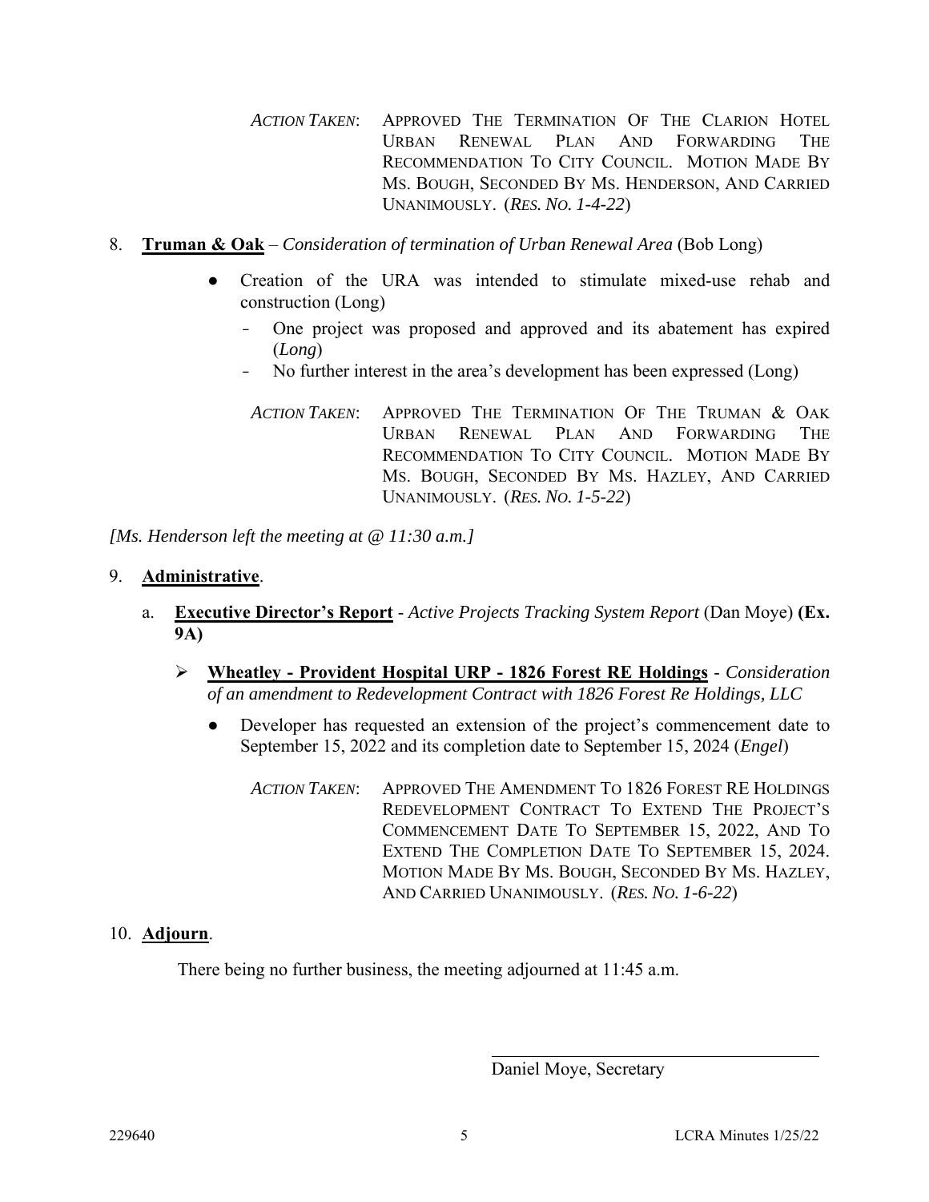*ACTION TAKEN*: APPROVED THE TERMINATION OF THE CLARION HOTEL URBAN RENEWAL PLAN AND FORWARDING THE RECOMMENDATION TO CITY COUNCIL. MOTION MADE BY MS. BOUGH, SECONDED BY MS. HENDERSON, AND CARRIED UNANIMOUSLY. (*RES. NO. 1-4-22*)

8. **Truman & Oak** – *Consideration of termination of Urban Renewal Area* (Bob Long)

   - Creation of the URA was intended to stimulate mixed-use rehab and construction (Long)
     - One project was proposed and approved and its abatement has expired (*Long*)
     - No further interest in the area's development has been expressed (Long)

   *ACTION TAKEN*: APPROVED THE TERMINATION OF THE TRUMAN & OAK URBAN RENEWAL PLAN AND FORWARDING THE RECOMMENDATION TO CITY COUNCIL. MOTION MADE BY MS. BOUGH, SECONDED BY MS. HAZLEY, AND CARRIED UNANIMOUSLY. (*RES. NO. 1-5-22*)

*[Ms. Henderson left the meeting at @ 11:30 a.m.]*

9. **Administrative**.

   a. **Executive Director's Report** - *Active Projects Tracking System Report* (Dan Moye) **(Ex. 9A)**

      - **Wheatley - Provident Hospital URP - 1826 Forest RE Holdings** - *Consideration of an amendment to Redevelopment Contract with 1826 Forest Re Holdings, LLC*
        - Developer has requested an extension of the project's commencement date to September 15, 2022 and its completion date to September 15, 2024 (*Engel*)

        *ACTION TAKEN*: APPROVED THE AMENDMENT TO 1826 FOREST RE HOLDINGS REDEVELOPMENT CONTRACT TO EXTEND THE PROJECT'S COMMENCEMENT DATE TO SEPTEMBER 15, 2022, AND TO EXTEND THE COMPLETION DATE TO SEPTEMBER 15, 2024. MOTION MADE BY MS. BOUGH, SECONDED BY MS. HAZLEY, AND CARRIED UNANIMOUSLY. (*RES. NO. 1-6-22*)

10. **Adjourn**.

    There being no further business, the meeting adjourned at 11:45 a.m.

\_\_\_\_\_\_\_\_\_\_\_\_\_\_\_\_\_\_\_\_\_\_\_\_\_\_\_\_\_\_\_\_\_\_\_\_

Daniel Moye, Secretary